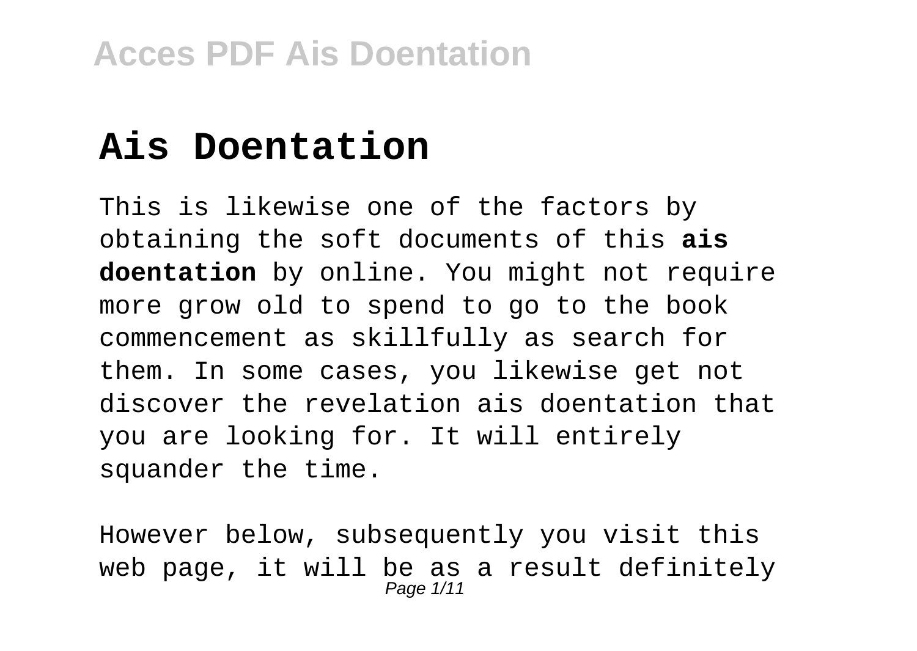# Ais Doentation

This is likewise one of the factors by obtaining the soft documents of this **ais doentation** by online. You might not require more grow old to spend to go to the book commencement as skillfully as search for them. In some cases, you likewise get not discover the revelation ais doentation that you are looking for. It will entirely squander the time.

However below, subsequently you visit this web page, it will be as a result definitely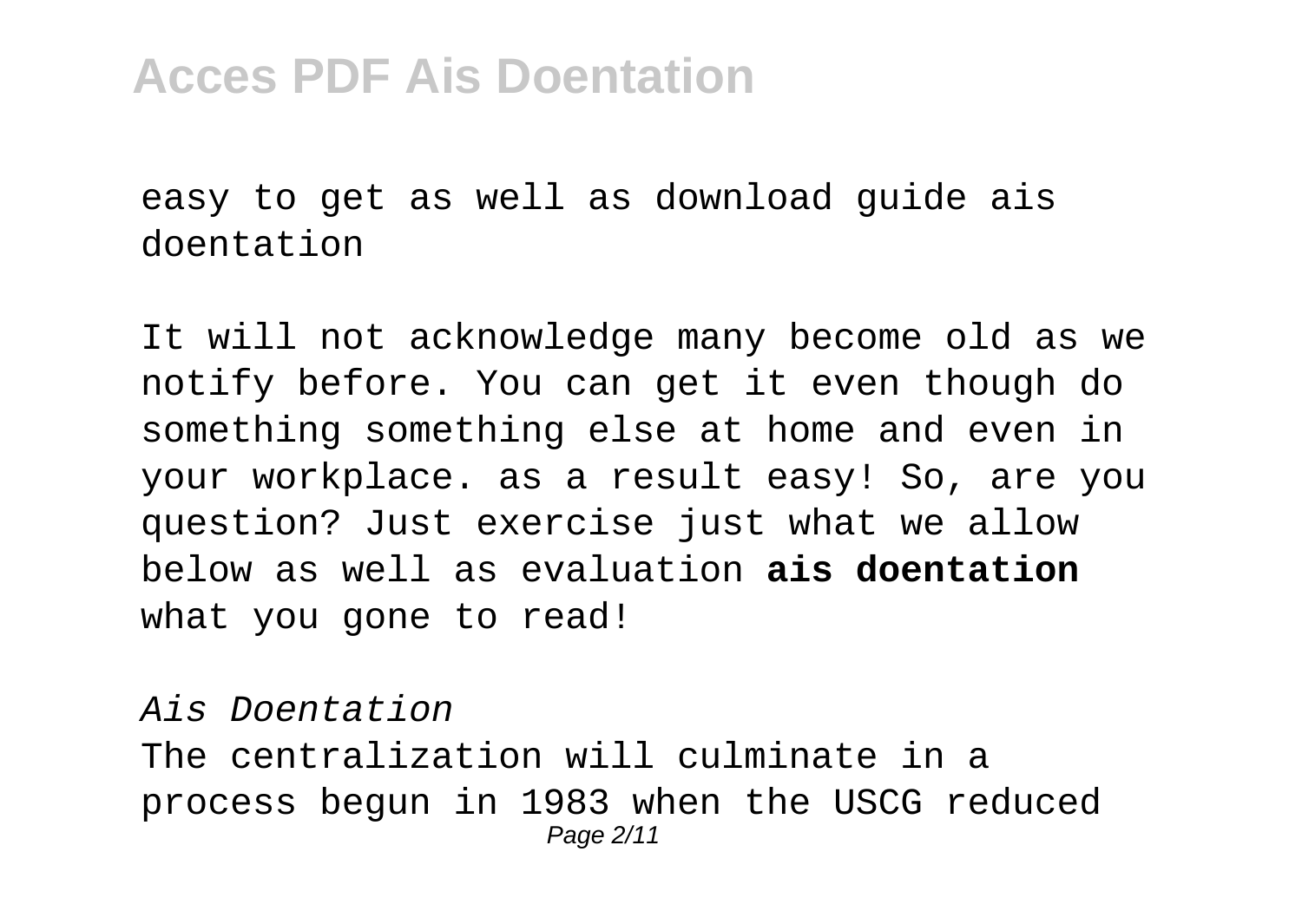easy to get as well as download guide ais doentation

It will not acknowledge many become old as we notify before. You can get it even though do something something else at home and even in your workplace. as a result easy! So, are you question? Just exercise just what we allow below as well as evaluation **ais doentation** what you gone to read!

*Ais Doentation*

The centralization will culminate in a process begun in 1983 when the USCG reduced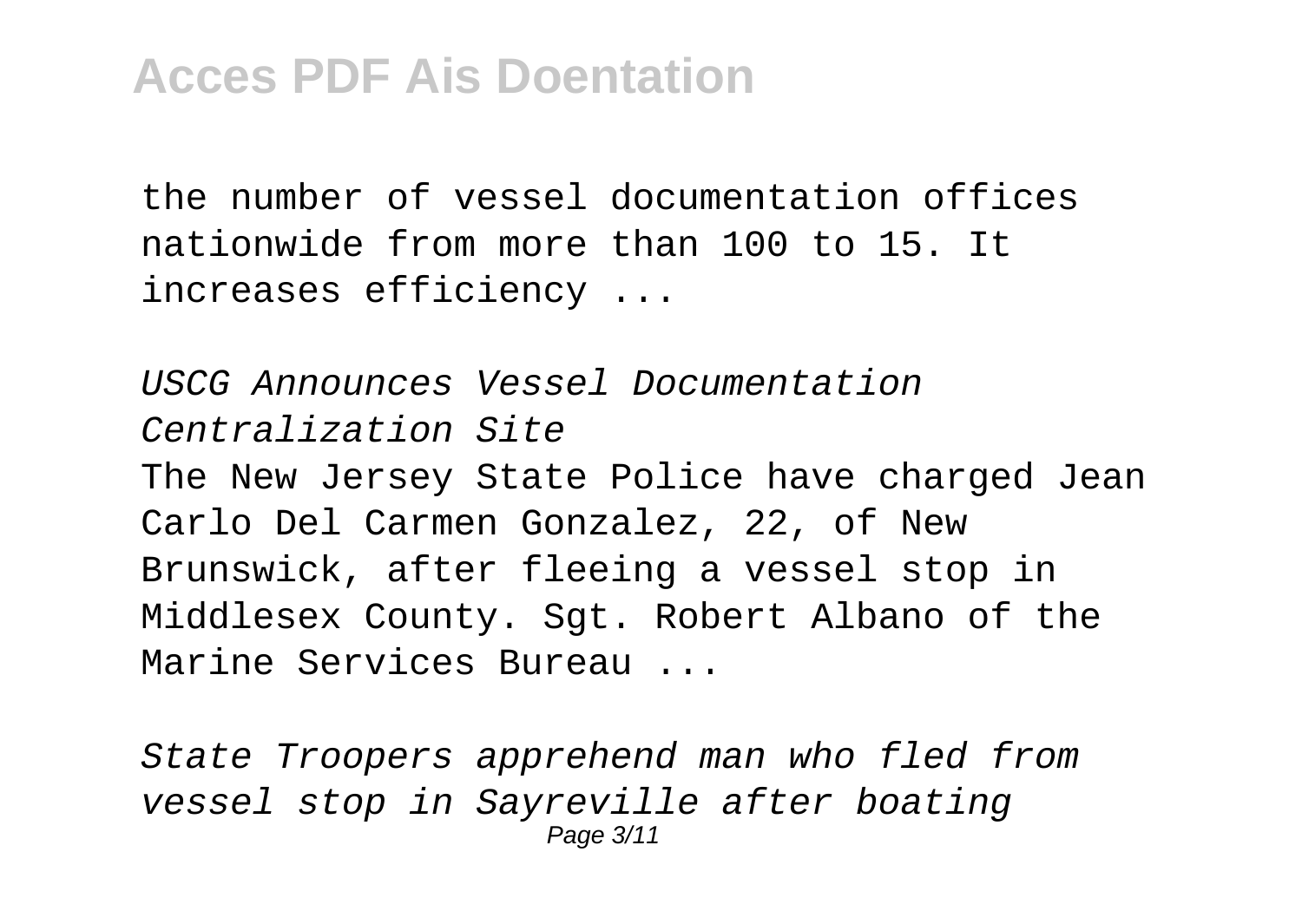the number of vessel documentation offices nationwide from more than 100 to 15. It increases efficiency ...

*USCG Announces Vessel Documentation Centralization Site*

The New Jersey State Police have charged Jean Carlo Del Carmen Gonzalez, 22, of New Brunswick, after fleeing a vessel stop in Middlesex County. Sgt. Robert Albano of the Marine Services Bureau ...

*State Troopers apprehend man who fled from vessel stop in Sayreville after boating*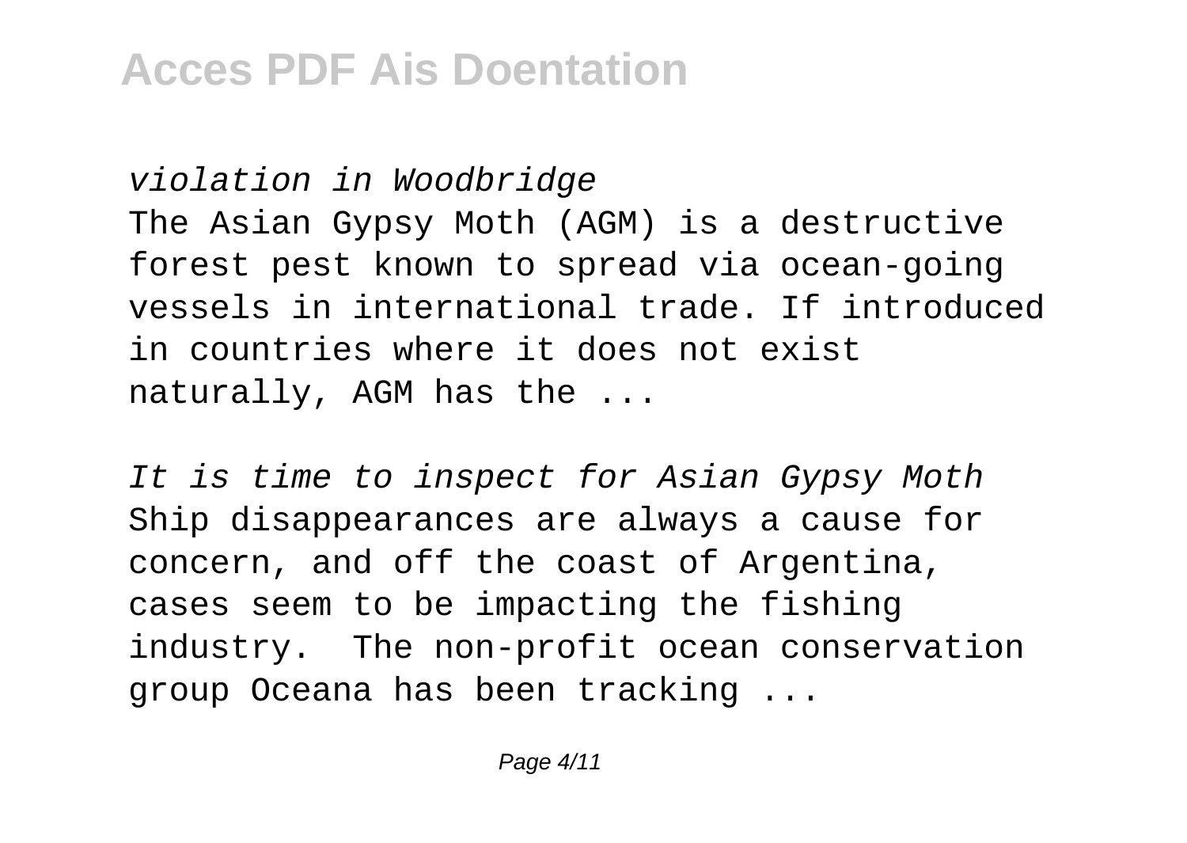*violation in Woodbridge*

The Asian Gypsy Moth (AGM) is a destructive forest pest known to spread via ocean-going vessels in international trade. If introduced in countries where it does not exist naturally, AGM has the ...

*It is time to inspect for Asian Gypsy Moth*

Ship disappearances are always a cause for concern, and off the coast of Argentina, cases seem to be impacting the fishing industry. The non-profit ocean conservation group Oceana has been tracking ...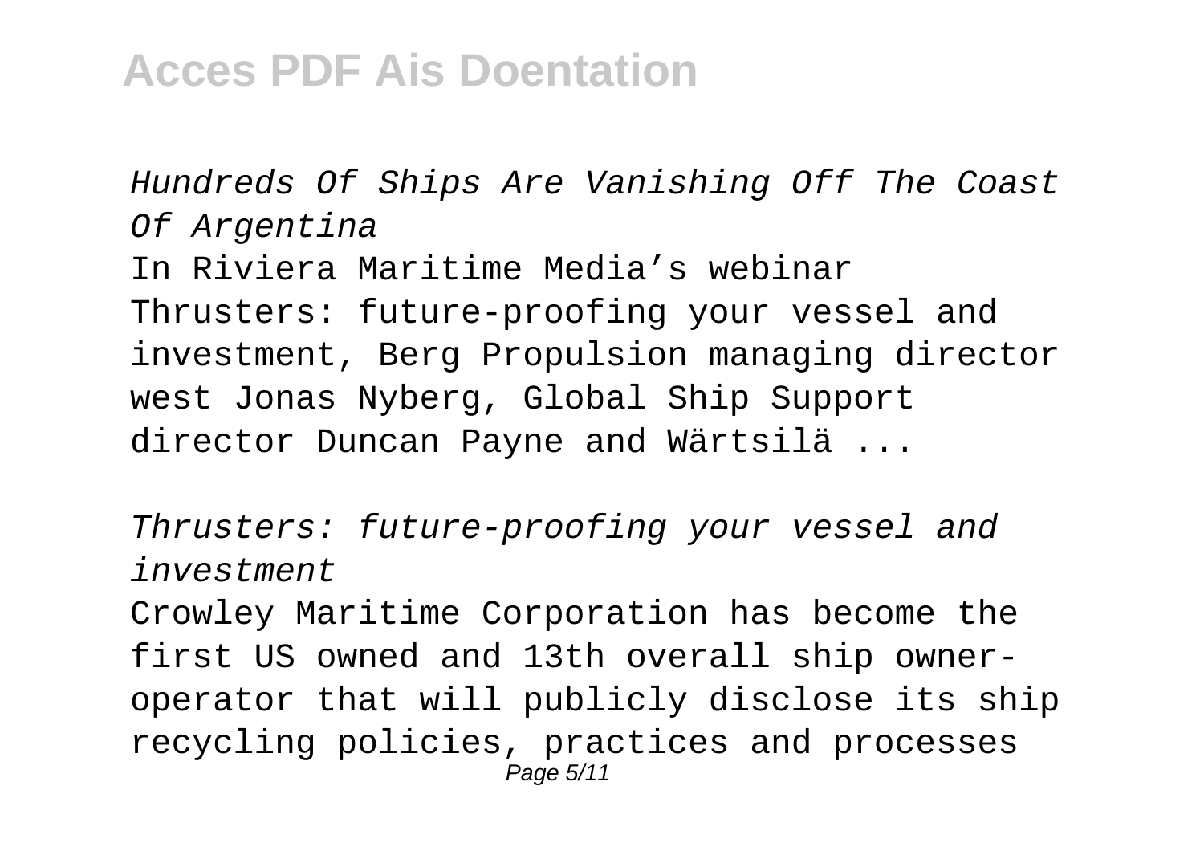*Hundreds Of Ships Are Vanishing Off The Coast Of Argentina*

In Riviera Maritime Media's webinar Thrusters: future-proofing your vessel and investment, Berg Propulsion managing director west Jonas Nyberg, Global Ship Support director Duncan Payne and Wärtsilä ...

*Thrusters: future-proofing your vessel and investment*

Crowley Maritime Corporation has become the first US owned and 13th overall ship owner-operator that will publicly disclose its ship recycling policies, practices and processes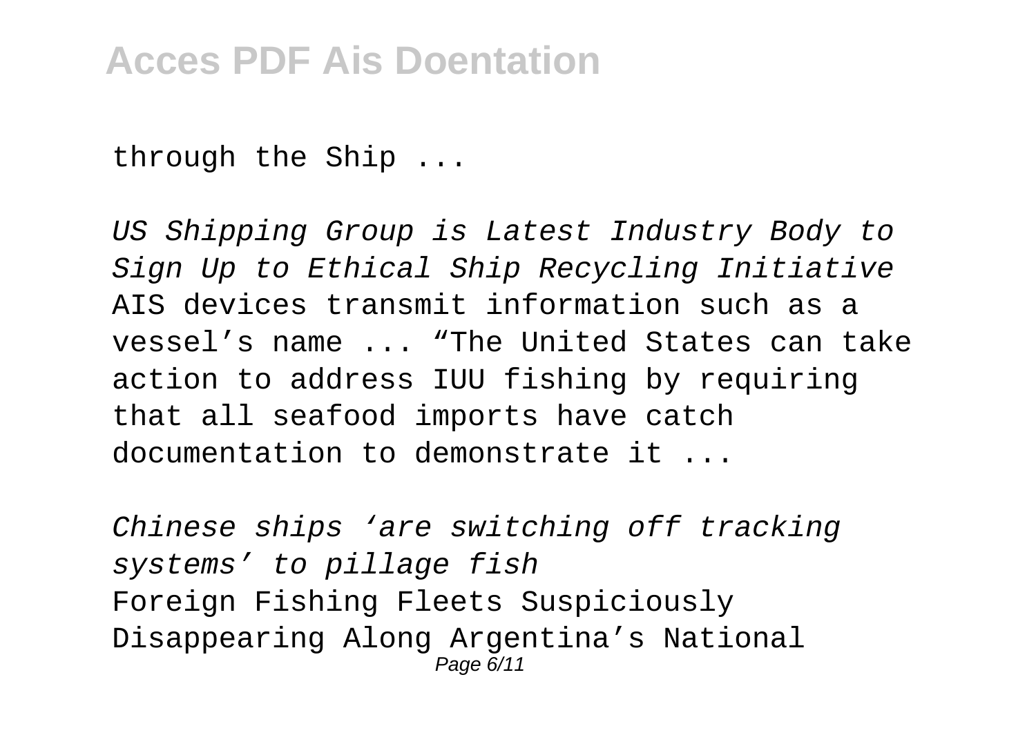through the Ship ...

*US Shipping Group is Latest Industry Body to Sign Up to Ethical Ship Recycling Initiative*
AIS devices transmit information such as a vessel's name ... "The United States can take action to address IUU fishing by requiring that all seafood imports have catch documentation to demonstrate it ...

*Chinese ships 'are switching off tracking systems' to pillage fish*
Foreign Fishing Fleets Suspiciously Disappearing Along Argentina's National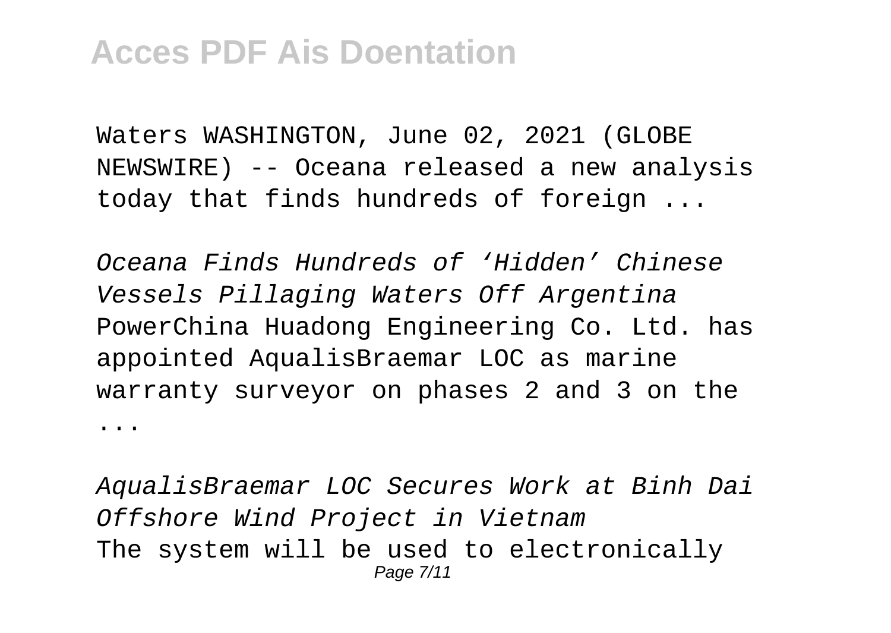Waters WASHINGTON, June 02, 2021 (GLOBE NEWSWIRE) -- Oceana released a new analysis today that finds hundreds of foreign ...

*Oceana Finds Hundreds of 'Hidden' Chinese Vessels Pillaging Waters Off Argentina*

PowerChina Huadong Engineering Co. Ltd. has appointed AqualisBraemar LOC as marine warranty surveyor on phases 2 and 3 on the ...

*AqualisBraemar LOC Secures Work at Binh Dai Offshore Wind Project in Vietnam*

The system will be used to electronically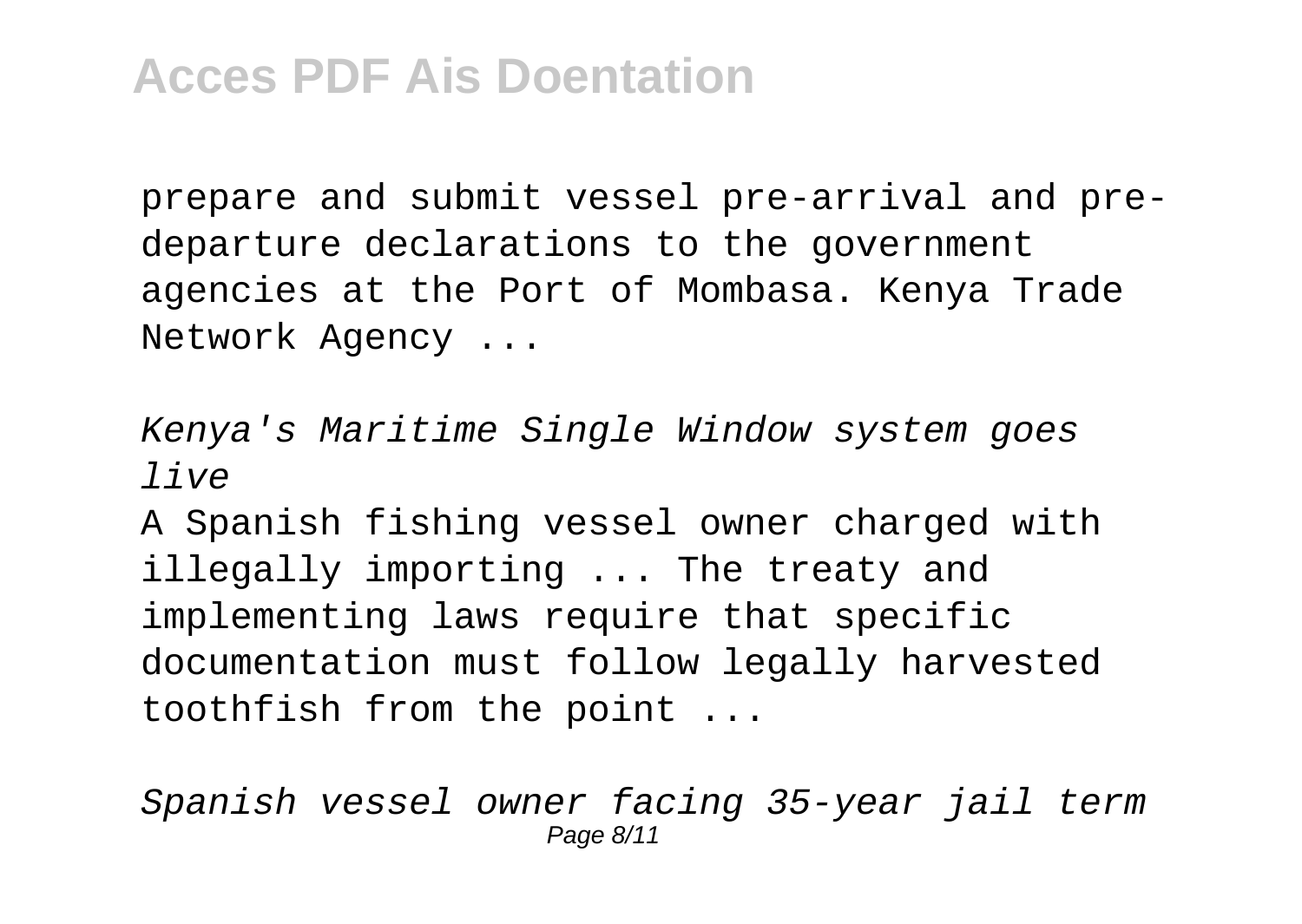prepare and submit vessel pre-arrival and pre-departure declarations to the government agencies at the Port of Mombasa. Kenya Trade Network Agency ...

*Kenya's Maritime Single Window system goes live*

A Spanish fishing vessel owner charged with illegally importing ... The treaty and implementing laws require that specific documentation must follow legally harvested toothfish from the point ...

*Spanish vessel owner facing 35-year jail term*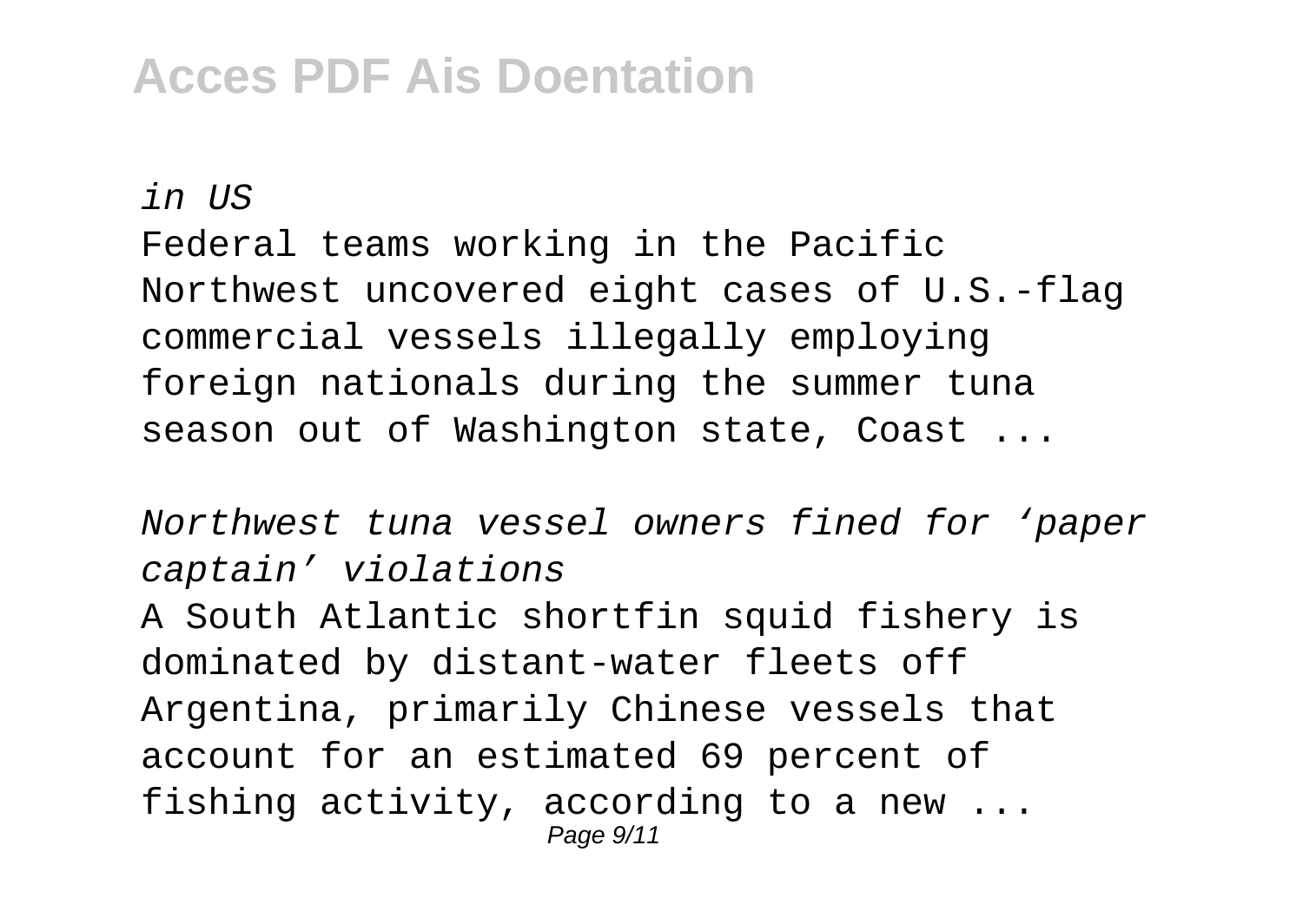*in US*

Federal teams working in the Pacific Northwest uncovered eight cases of U.S.-flag commercial vessels illegally employing foreign nationals during the summer tuna season out of Washington state, Coast ...

*Northwest tuna vessel owners fined for 'paper captain' violations*

A South Atlantic shortfin squid fishery is dominated by distant-water fleets off Argentina, primarily Chinese vessels that account for an estimated 69 percent of fishing activity, according to a new ...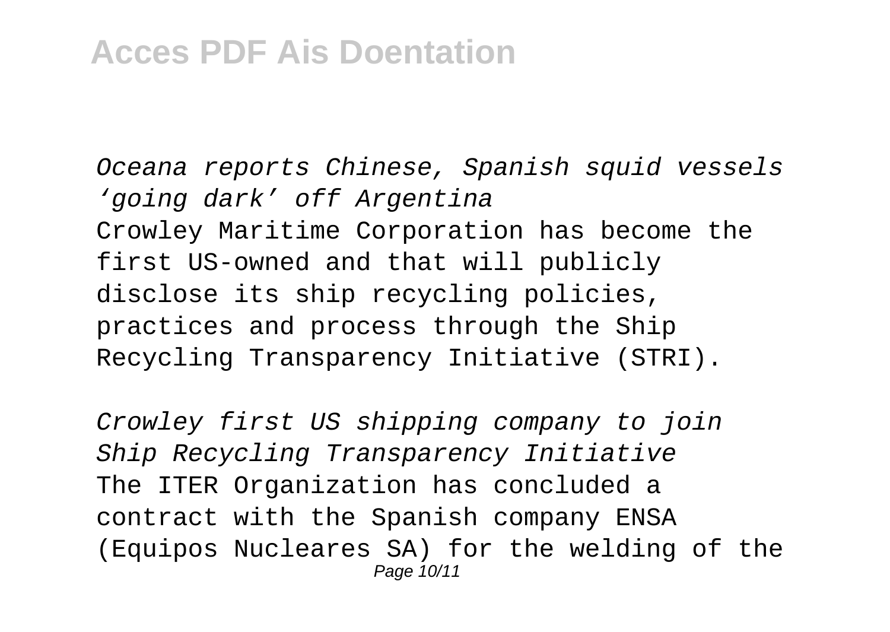Oceana reports Chinese, Spanish squid vessels 'going dark' off Argentina

Crowley Maritime Corporation has become the first US-owned and that will publicly disclose its ship recycling policies, practices and process through the Ship Recycling Transparency Initiative (STRI).

*Crowley first US shipping company to join Ship Recycling Transparency Initiative*

The ITER Organization has concluded a contract with the Spanish company ENSA (Equipos Nucleares SA) for the welding of the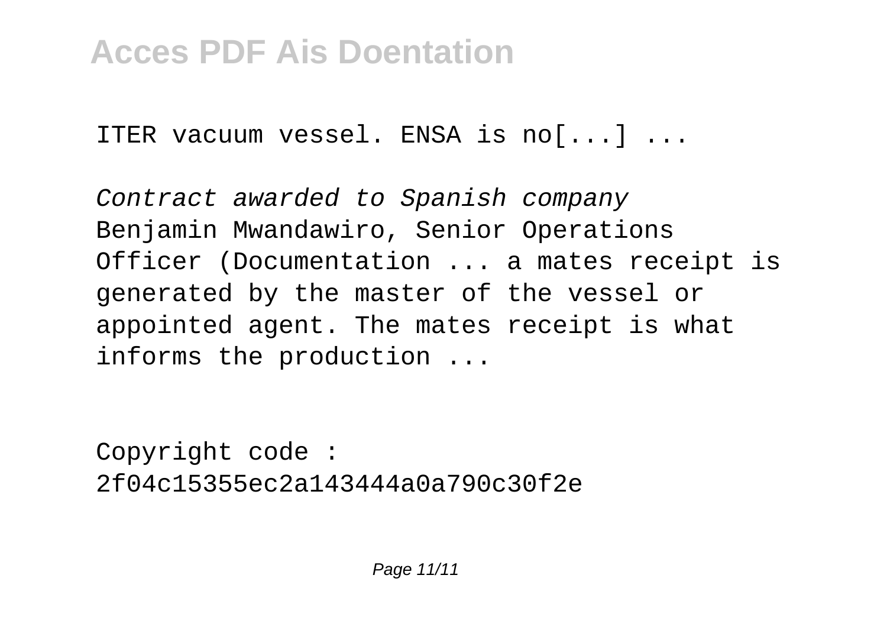ITER vacuum vessel. ENSA is no[...] ...

*Contract awarded to Spanish company*
Benjamin Mwandawiro, Senior Operations Officer (Documentation ... a mates receipt is generated by the master of the vessel or appointed agent. The mates receipt is what informs the production ...

Copyright code : 2f04c15355ec2a143444a0a790c30f2e